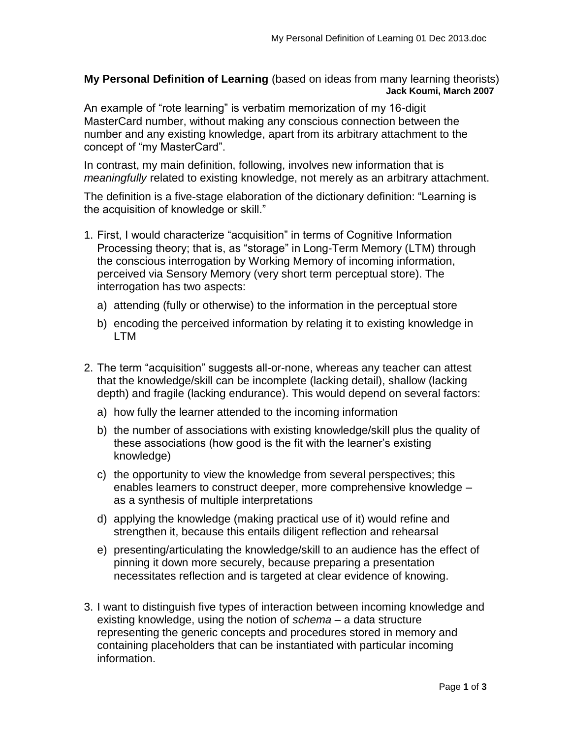**My Personal Definition of Learning** (based on ideas from many learning theorists)
**Jack Koumi, March 2007**

An example of "rote learning" is verbatim memorization of my 16-digit MasterCard number, without making any conscious connection between the number and any existing knowledge, apart from its arbitrary attachment to the concept of "my MasterCard".

In contrast, my main definition, following, involves new information that is *meaningfully* related to existing knowledge, not merely as an arbitrary attachment.

The definition is a five-stage elaboration of the dictionary definition: "Learning is the acquisition of knowledge or skill."

1. First, I would characterize "acquisition" in terms of Cognitive Information Processing theory; that is, as "storage" in Long-Term Memory (LTM) through the conscious interrogation by Working Memory of incoming information, perceived via Sensory Memory (very short term perceptual store). The interrogation has two aspects:
   a) attending (fully or otherwise) to the information in the perceptual store
   b) encoding the perceived information by relating it to existing knowledge in LTM

2. The term "acquisition" suggests all-or-none, whereas any teacher can attest that the knowledge/skill can be incomplete (lacking detail), shallow (lacking depth) and fragile (lacking endurance). This would depend on several factors:
   a) how fully the learner attended to the incoming information
   b) the number of associations with existing knowledge/skill plus the quality of these associations (how good is the fit with the learner's existing knowledge)
   c) the opportunity to view the knowledge from several perspectives; this enables learners to construct deeper, more comprehensive knowledge – as a synthesis of multiple interpretations
   d) applying the knowledge (making practical use of it) would refine and strengthen it, because this entails diligent reflection and rehearsal
   e) presenting/articulating the knowledge/skill to an audience has the effect of pinning it down more securely, because preparing a presentation necessitates reflection and is targeted at clear evidence of knowing.

3. I want to distinguish five types of interaction between incoming knowledge and existing knowledge, using the notion of *schema* – a data structure representing the generic concepts and procedures stored in memory and containing placeholders that can be instantiated with particular incoming information.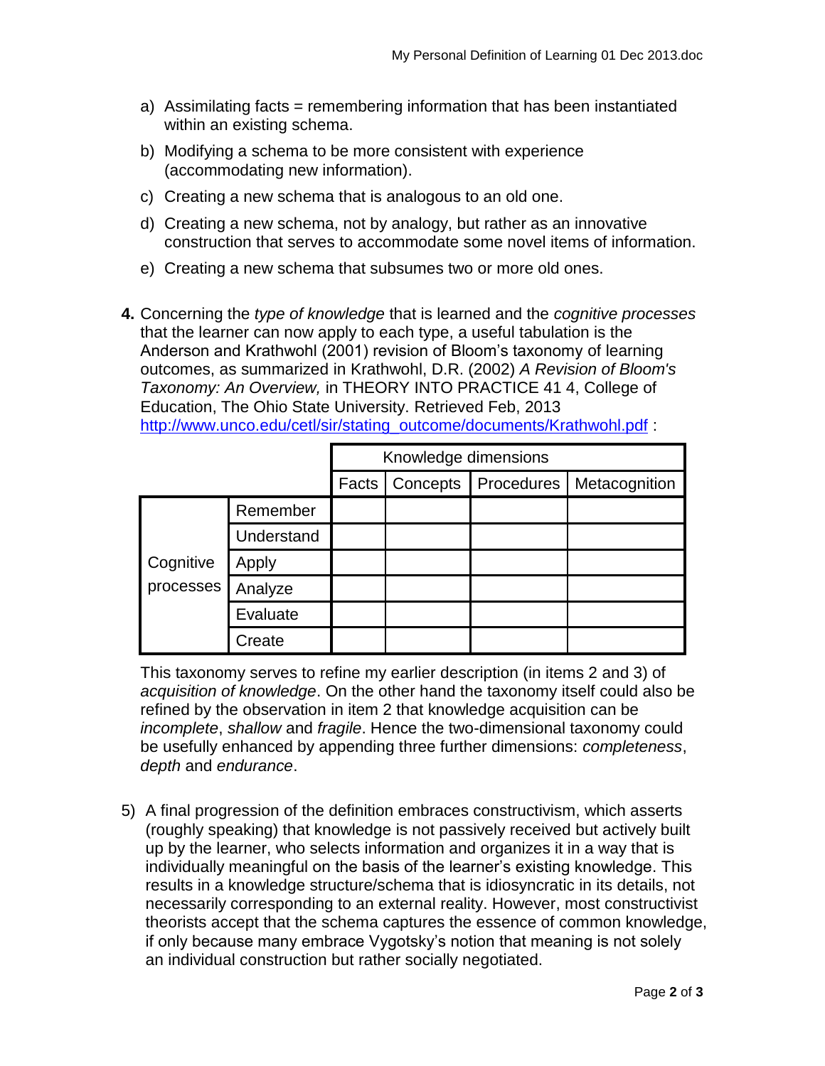a) Assimilating facts = remembering information that has been instantiated within an existing schema.

b) Modifying a schema to be more consistent with experience (accommodating new information).

c) Creating a new schema that is analogous to an old one.

d) Creating a new schema, not by analogy, but rather as an innovative construction that serves to accommodate some novel items of information.

e) Creating a new schema that subsumes two or more old ones.

**4.** Concerning the *type of knowledge* that is learned and the *cognitive processes* that the learner can now apply to each type, a useful tabulation is the Anderson and Krathwohl (2001) revision of Bloom's taxonomy of learning outcomes, as summarized in Krathwohl, D.R. (2002) *A Revision of Bloom's Taxonomy: An Overview,* in THEORY INTO PRACTICE 41 4, College of Education, The Ohio State University. Retrieved Feb, 2013 [http://www.unco.edu/cetl/sir/stating_outcome/documents/Krathwohl.pdf](http://www.unco.edu/cetl/sir/stating_outcome/documents/Krathwohl.pdf) :

| | | Knowledge dimensions | | | |
|---|---|---|---|---|---|
| | | Facts | Concepts | Procedures | Metacognition |
| Cognitive processes | Remember | | | | |
| | Understand | | | | |
| | Apply | | | | |
| | Analyze | | | | |
| | Evaluate | | | | |
| | Create | | | | |

This taxonomy serves to refine my earlier description (in items 2 and 3) of *acquisition of knowledge*. On the other hand the taxonomy itself could also be refined by the observation in item 2 that knowledge acquisition can be *incomplete*, *shallow* and *fragile*. Hence the two-dimensional taxonomy could be usefully enhanced by appending three further dimensions: *completeness*, *depth* and *endurance*.

5) A final progression of the definition embraces constructivism, which asserts (roughly speaking) that knowledge is not passively received but actively built up by the learner, who selects information and organizes it in a way that is individually meaningful on the basis of the learner's existing knowledge. This results in a knowledge structure/schema that is idiosyncratic in its details, not necessarily corresponding to an external reality. However, most constructivist theorists accept that the schema captures the essence of common knowledge, if only because many embrace Vygotsky's notion that meaning is not solely an individual construction but rather socially negotiated.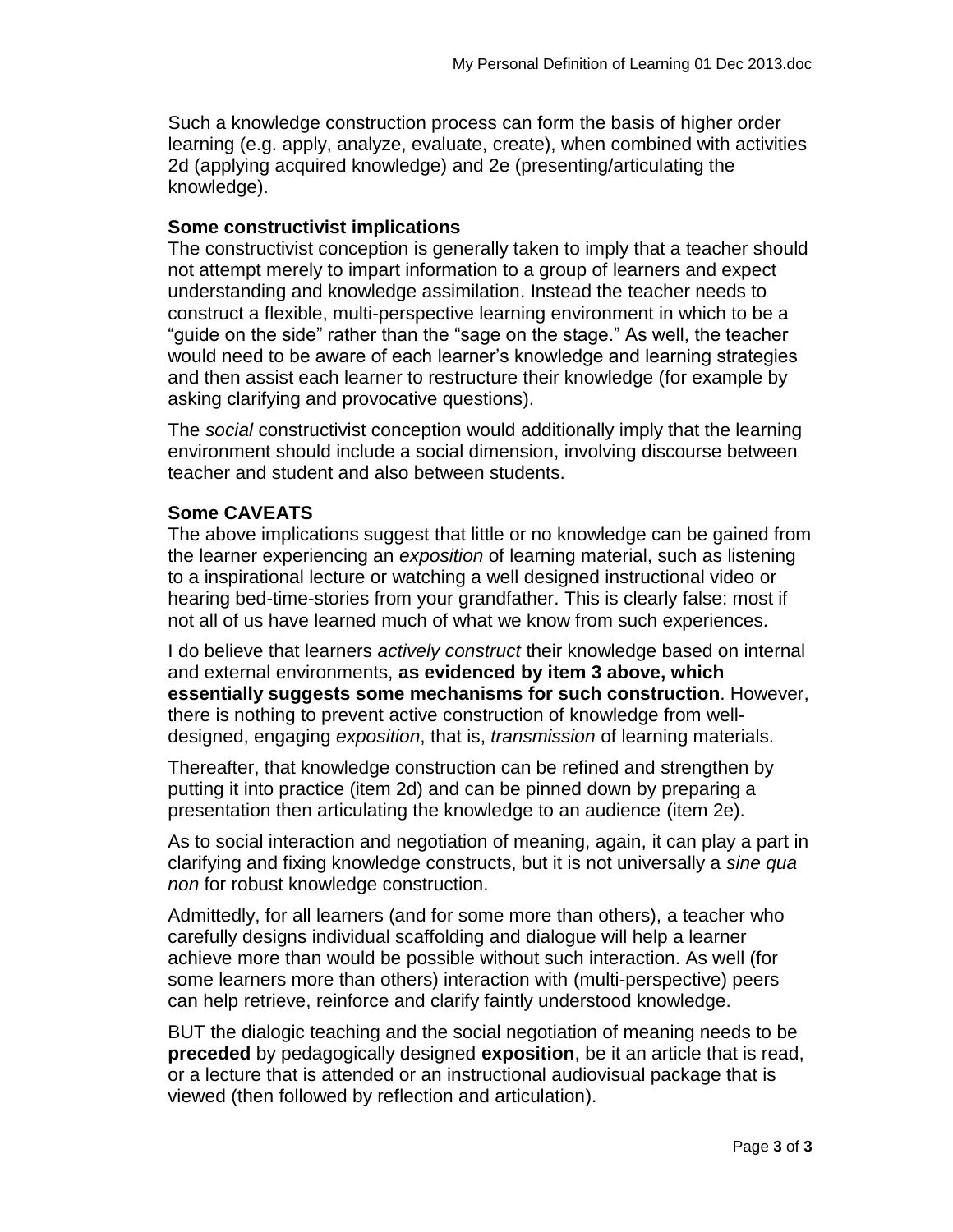Such a knowledge construction process can form the basis of higher order learning (e.g. apply, analyze, evaluate, create), when combined with activities 2d (applying acquired knowledge) and 2e (presenting/articulating the knowledge).

**Some constructivist implications**

The constructivist conception is generally taken to imply that a teacher should not attempt merely to impart information to a group of learners and expect understanding and knowledge assimilation. Instead the teacher needs to construct a flexible, multi-perspective learning environment in which to be a "guide on the side" rather than the "sage on the stage." As well, the teacher would need to be aware of each learner's knowledge and learning strategies and then assist each learner to restructure their knowledge (for example by asking clarifying and provocative questions).

The *social* constructivist conception would additionally imply that the learning environment should include a social dimension, involving discourse between teacher and student and also between students.

**Some CAVEATS**

The above implications suggest that little or no knowledge can be gained from the learner experiencing an *exposition* of learning material, such as listening to a inspirational lecture or watching a well designed instructional video or hearing bed-time-stories from your grandfather. This is clearly false: most if not all of us have learned much of what we know from such experiences.

I do believe that learners *actively construct* their knowledge based on internal and external environments, **as evidenced by item 3 above, which essentially suggests some mechanisms for such construction**. However, there is nothing to prevent active construction of knowledge from well-designed, engaging *exposition*, that is, *transmission* of learning materials.

Thereafter, that knowledge construction can be refined and strengthen by putting it into practice (item 2d) and can be pinned down by preparing a presentation then articulating the knowledge to an audience (item 2e).

As to social interaction and negotiation of meaning, again, it can play a part in clarifying and fixing knowledge constructs, but it is not universally a *sine qua non* for robust knowledge construction.

Admittedly, for all learners (and for some more than others), a teacher who carefully designs individual scaffolding and dialogue will help a learner achieve more than would be possible without such interaction. As well (for some learners more than others) interaction with (multi-perspective) peers can help retrieve, reinforce and clarify faintly understood knowledge.

BUT the dialogic teaching and the social negotiation of meaning needs to be **preceded** by pedagogically designed **exposition**, be it an article that is read, or a lecture that is attended or an instructional audiovisual package that is viewed (then followed by reflection and articulation).